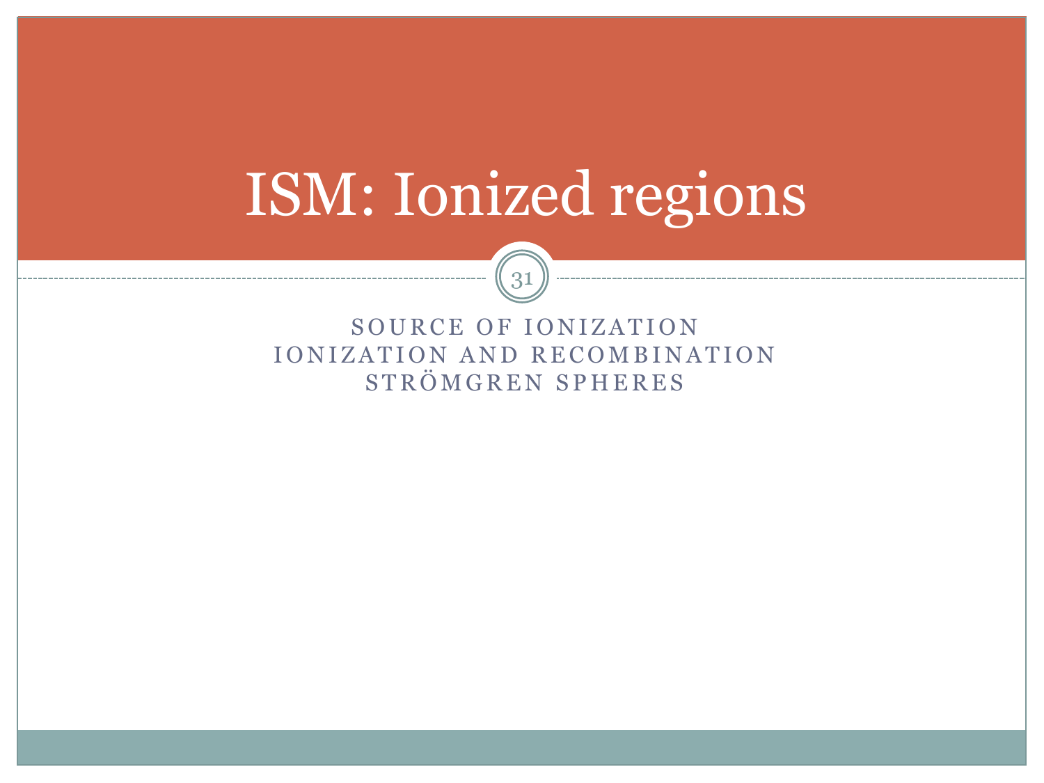# ISM: Ionized regions

SOURCE OF IONIZATION
IONIZATION AND RECOMBINATION
STRÖMGREN SPHERES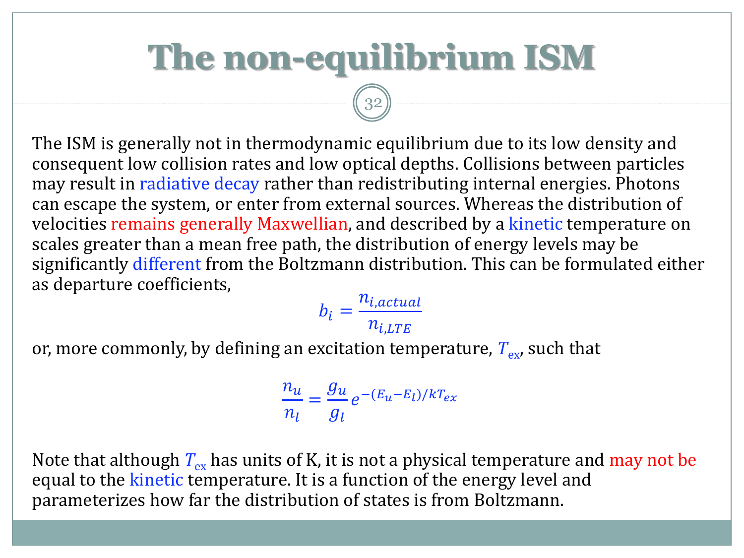# The non-equilibrium ISM

The ISM is generally not in thermodynamic equilibrium due to its low density and consequent low collision rates and low optical depths. Collisions between particles may result in radiative decay rather than redistributing internal energies. Photons can escape the system, or enter from external sources. Whereas the distribution of velocities remains generally Maxwellian, and described by a kinetic temperature on scales greater than a mean free path, the distribution of energy levels may be significantly different from the Boltzmann distribution. This can be formulated either as departure coefficients,

$$b_i = \frac{n_{i,actual}}{n_{i,LTE}}$$

or, more commonly, by defining an excitation temperature, $T_{\rm ex}$, such that

$$\frac{n_u}{n_l} = \frac{g_u}{g_l} e^{-(E_u - E_l)/kT_{ex}}$$

Note that although $T_{\rm ex}$ has units of K, it is not a physical temperature and may not be equal to the kinetic temperature. It is a function of the energy level and parameterizes how far the distribution of states is from Boltzmann.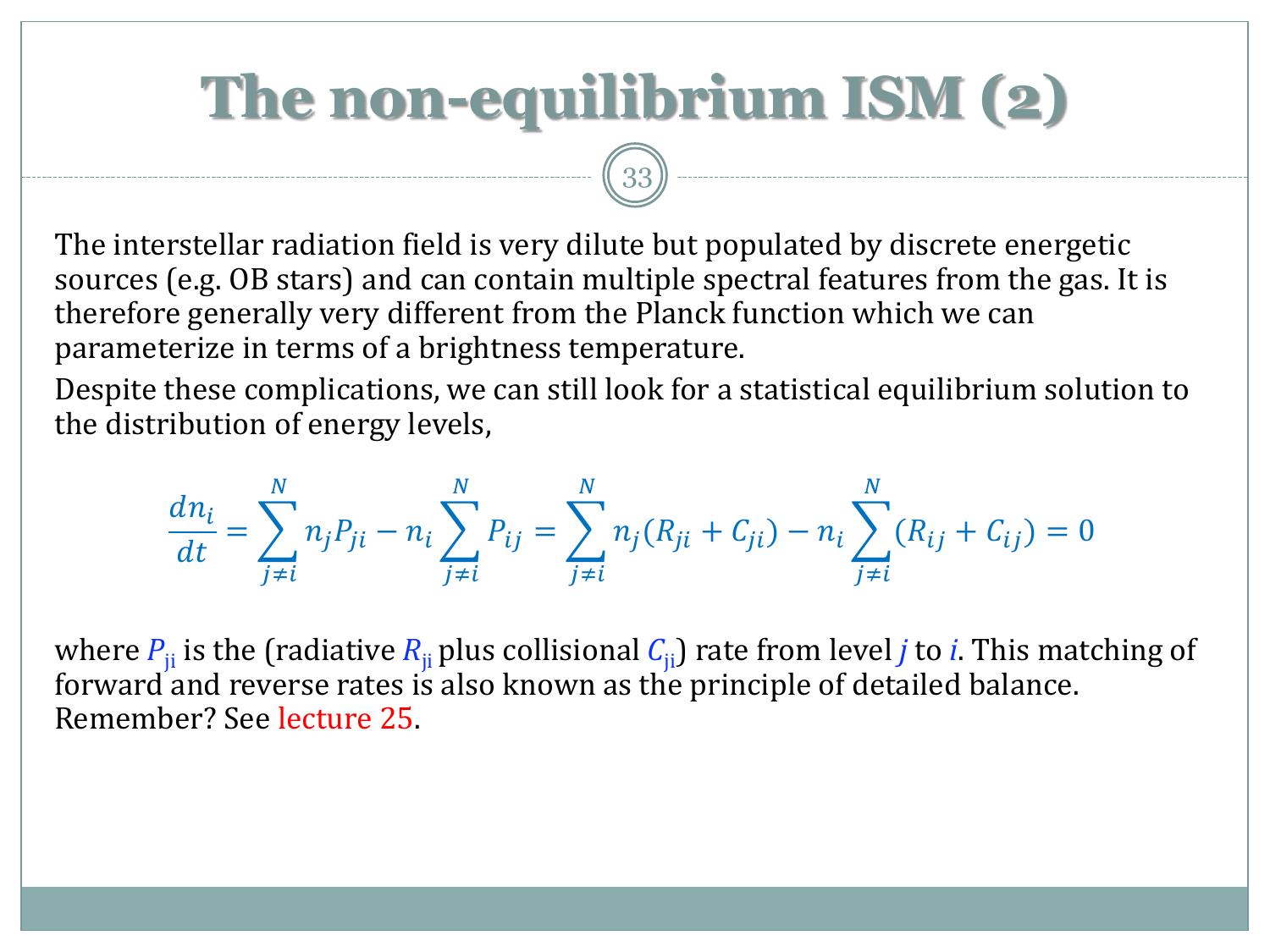# The non-equilibrium ISM (2)

The interstellar radiation field is very dilute but populated by discrete energetic sources (e.g. OB stars) and can contain multiple spectral features from the gas. It is therefore generally very different from the Planck function which we can parameterize in terms of a brightness temperature.

Despite these complications, we can still look for a statistical equilibrium solution to the distribution of energy levels,

$$\frac{dn_i}{dt} = \sum_{j \neq i}^{N} n_j P_{ji} - n_i \sum_{j \neq i}^{N} P_{ij} = \sum_{j \neq i}^{N} n_j (R_{ji} + C_{ji}) - n_i \sum_{j \neq i}^{N} (R_{ij} + C_{ij}) = 0$$

where $P_{ji}$ is the (radiative $R_{ji}$ plus collisional $C_{ji}$) rate from level $j$ to $i$. This matching of forward and reverse rates is also known as the principle of detailed balance. Remember? See lecture 25.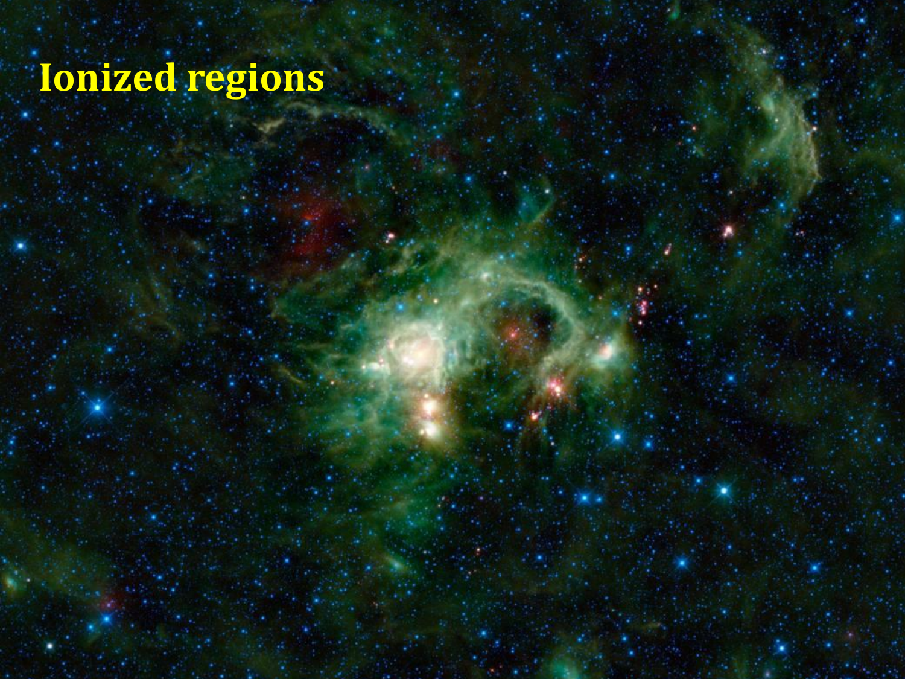# Ionized regions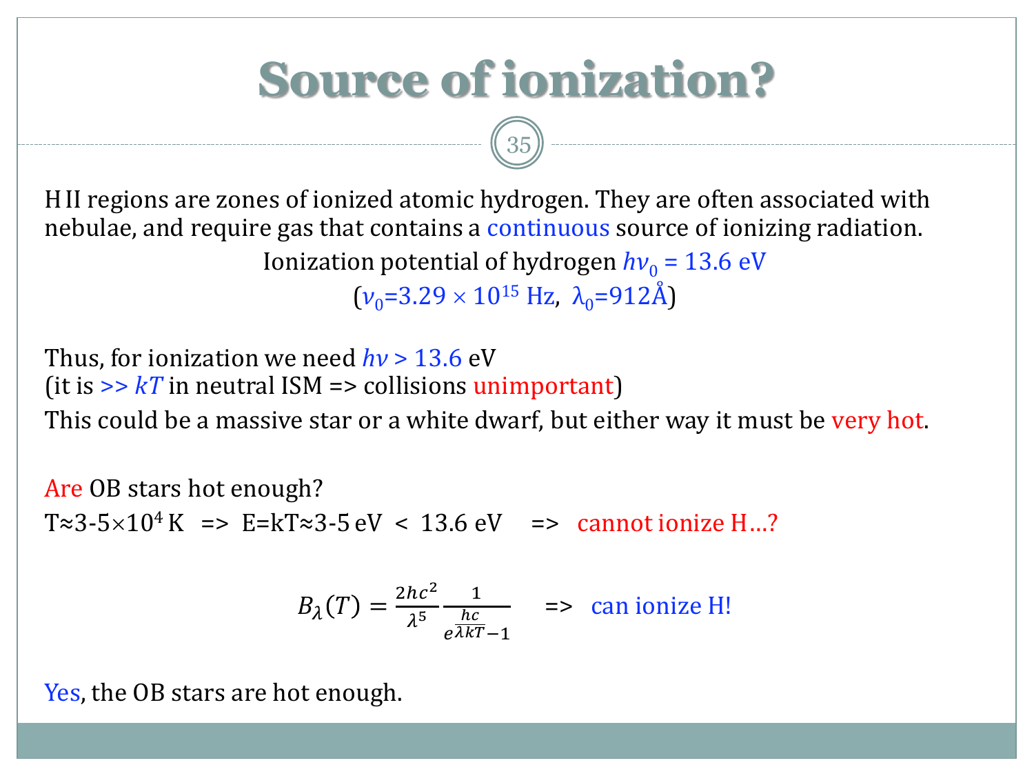# Source of ionization?

H II regions are zones of ionized atomic hydrogen. They are often associated with nebulae, and require gas that contains a continuous source of ionizing radiation.

Ionization potential of hydrogen $h\nu_0$ = 13.6 eV

($\nu_0$=3.29 × $10^{15}$ Hz, $\lambda_0$=912Å)

Thus, for ionization we need $h\nu$ > 13.6 eV
(it is >> $kT$ in neutral ISM => collisions unimportant)

This could be a massive star or a white dwarf, but either way it must be very hot.

Are OB stars hot enough?

T≈3-5×$10^4$ K => E=kT≈3-5 eV < 13.6 eV => cannot ionize H…?

$$B_\lambda(T) = \frac{2hc^2}{\lambda^5}\frac{1}{e^{\frac{hc}{\lambda kT}}-1}$$ => can ionize H!

Yes, the OB stars are hot enough.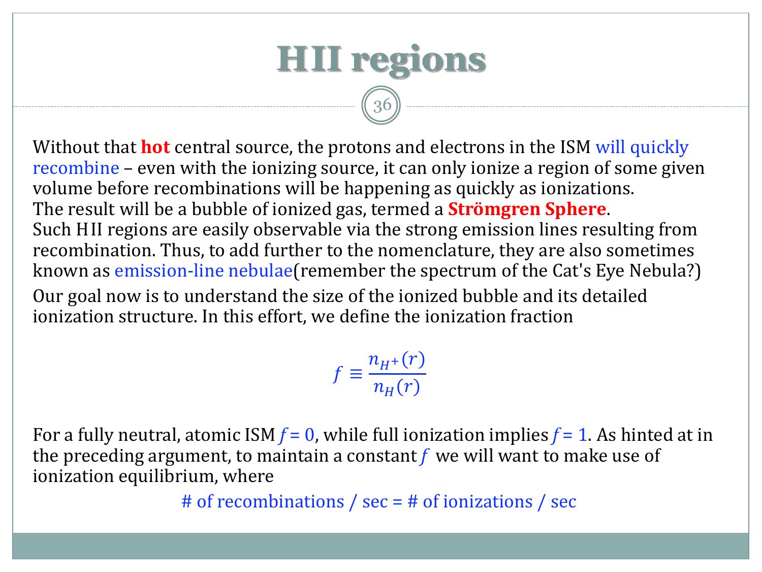# HII regions

Without that **hot** central source, the protons and electrons in the ISM will quickly recombine – even with the ionizing source, it can only ionize a region of some given volume before recombinations will be happening as quickly as ionizations.
The result will be a bubble of ionized gas, termed a **Strömgren Sphere**.
Such HII regions are easily observable via the strong emission lines resulting from recombination. Thus, to add further to the nomenclature, they are also sometimes known as emission-line nebulae(remember the spectrum of the Cat's Eye Nebula?)

Our goal now is to understand the size of the ionized bubble and its detailed ionization structure. In this effort, we define the ionization fraction

$$f \equiv \frac{n_{H^+}(r)}{n_H(r)}$$

For a fully neutral, atomic ISM $f = 0$, while full ionization implies $f = 1$. As hinted at in the preceding argument, to maintain a constant $f$ we will want to make use of ionization equilibrium, where

\# of recombinations / sec = # of ionizations / sec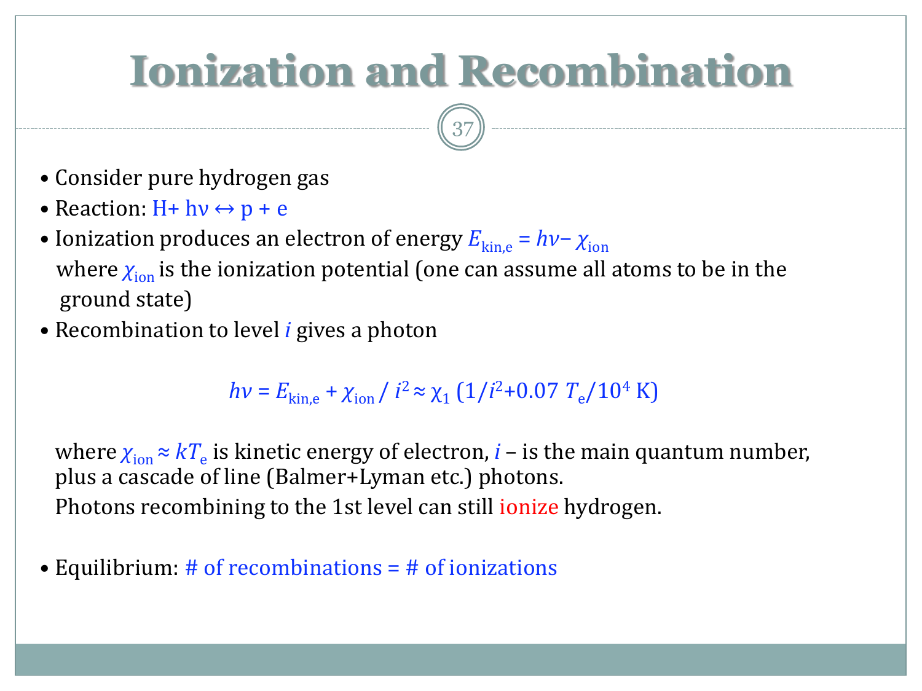# Ionization and Recombination

- Consider pure hydrogen gas
- Reaction: H+ hν ↔ p + e
- Ionization produces an electron of energy $E_{\mathrm{kin,e}} = h\nu - \chi_{\mathrm{ion}}$
  where $\chi_{\mathrm{ion}}$ is the ionization potential (one can assume all atoms to be in the ground state)
- Recombination to level $i$ gives a photon

$$h\nu = E_{\mathrm{kin,e}} + \chi_{\mathrm{ion}} / i^2 \approx \chi_1 \, (1/i^2 + 0.07 \; T_{\mathrm{e}}/10^4 \; \mathrm{K})$$

where $\chi_{\mathrm{ion}} \approx kT_{\mathrm{e}}$ is kinetic energy of electron, $i$ – is the main quantum number, plus a cascade of line (Balmer+Lyman etc.) photons.
Photons recombining to the 1st level can still ionize hydrogen.

- Equilibrium: # of recombinations = # of ionizations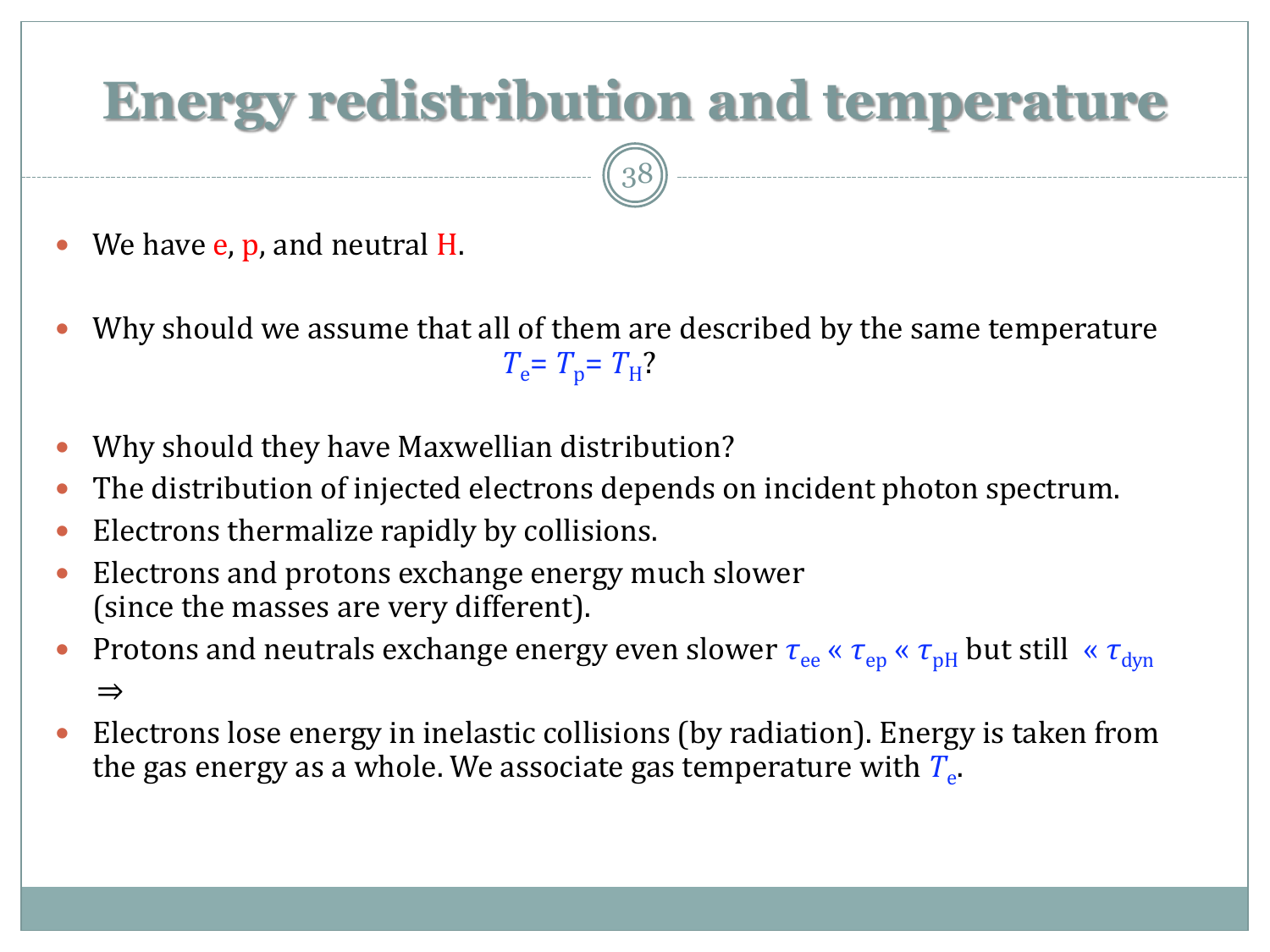# Energy redistribution and temperature

- We have e, p, and neutral H.

- Why should we assume that all of them are described by the same temperature
$$T_e = T_p = T_H?$$

- Why should they have Maxwellian distribution?
- The distribution of injected electrons depends on incident photon spectrum.
- Electrons thermalize rapidly by collisions.
- Electrons and protons exchange energy much slower (since the masses are very different).
- Protons and neutrals exchange energy even slower $\tau_{ee} \ll \tau_{ep} \ll \tau_{pH}$ but still $\ll \tau_{dyn}$ $\Rightarrow$
- Electrons lose energy in inelastic collisions (by radiation). Energy is taken from the gas energy as a whole. We associate gas temperature with $T_e$.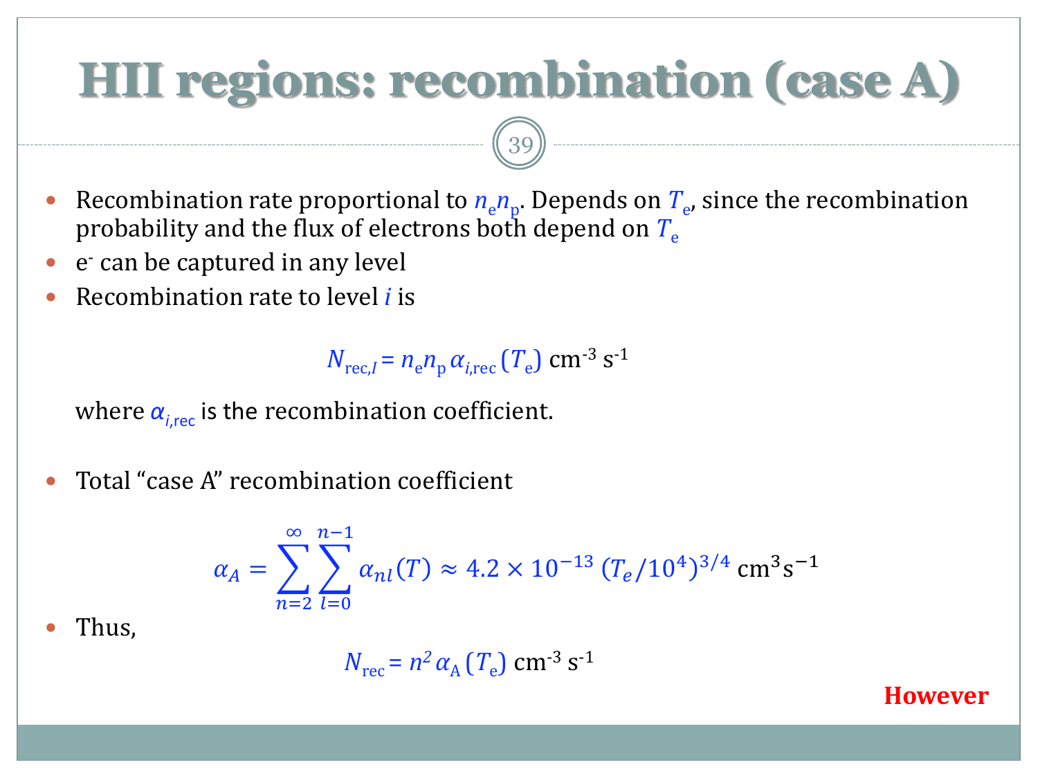# HII regions: recombination (case A)

- Recombination rate proportional to $n_e n_p$. Depends on $T_e$, since the recombination probability and the flux of electrons both depend on $T_e$
- $e^-$ can be captured in any level
- Recombination rate to level $i$ is

$$N_{\mathrm{rec},I} = n_e n_p \, \alpha_{i,\mathrm{rec}}(T_e) \ \mathrm{cm^{-3}\ s^{-1}}$$

where $\alpha_{i,\mathrm{rec}}$ is the recombination coefficient.

- Total "case A" recombination coefficient

$$\alpha_A = \sum_{n=2}^{\infty} \sum_{l=0}^{n-1} \alpha_{nl}(T) \approx 4.2 \times 10^{-13} \, (T_e/10^4)^{3/4} \ \mathrm{cm^3 s^{-1}}$$

- Thus,

$$N_{\mathrm{rec}} = n^2 \alpha_A (T_e) \ \mathrm{cm^{-3}\ s^{-1}}$$

**However**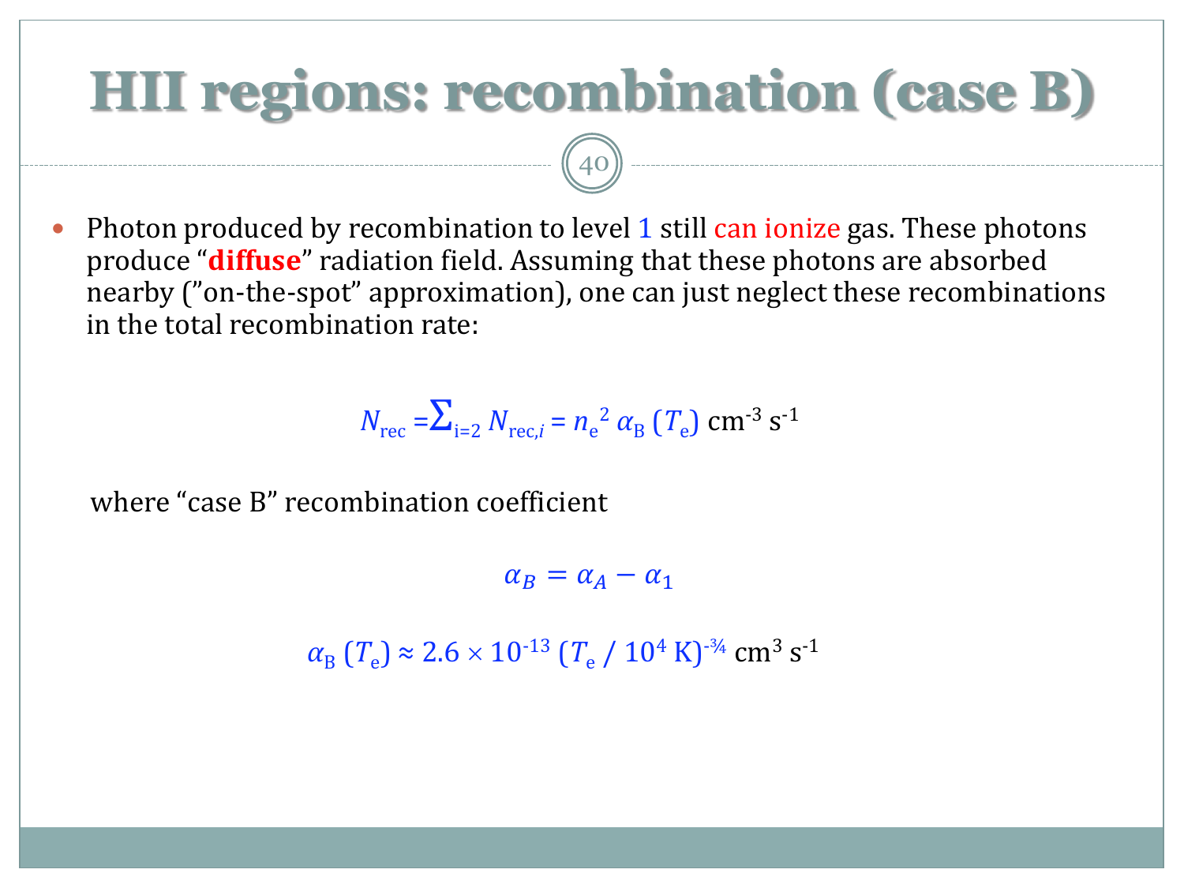# HII regions: recombination (case B)

- Photon produced by recombination to level 1 still can ionize gas. These photons produce "**diffuse**" radiation field. Assuming that these photons are absorbed nearby ("on-the-spot" approximation), one can just neglect these recombinations in the total recombination rate:

$$N_{\rm rec} = \sum_{i=2} N_{{\rm rec},i} = n_{\rm e}^2 \, \alpha_{\rm B} \, (T_{\rm e}) \ {\rm cm}^{-3} \, {\rm s}^{-1}$$

where "case B" recombination coefficient

$$\alpha_B = \alpha_A - \alpha_1$$

$$\alpha_{\rm B} \, (T_{\rm e}) \approx 2.6 \times 10^{-13} \, (T_{\rm e} \, / \, 10^4 \ {\rm K})^{-3/4} \ {\rm cm}^3 \, {\rm s}^{-1}$$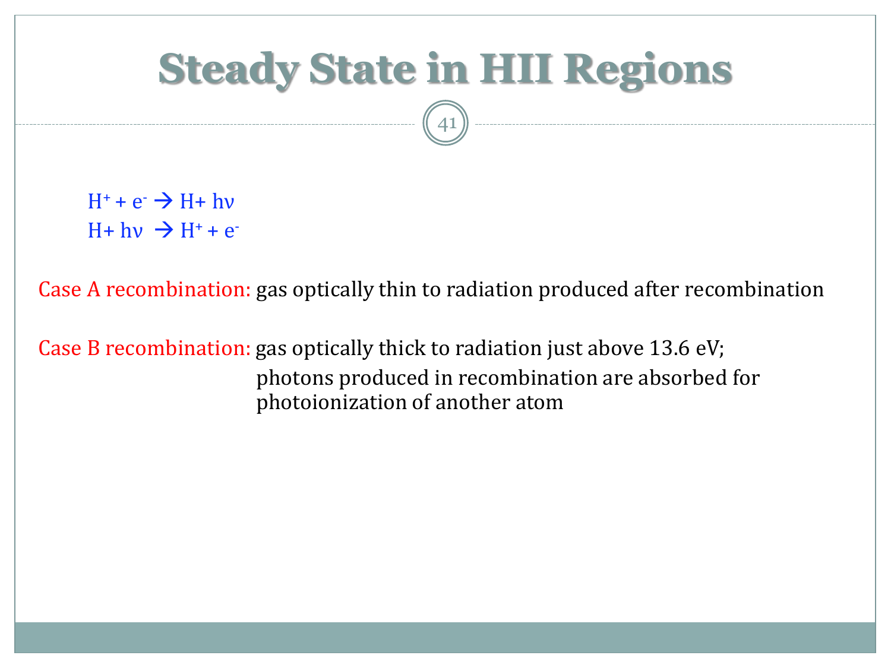# Steady State in HII Regions

$H^+ + e^- \rightarrow H + h\nu$

$H + h\nu \rightarrow H^+ + e^-$

Case A recombination: gas optically thin to radiation produced after recombination

Case B recombination: gas optically thick to radiation just above 13.6 eV; photons produced in recombination are absorbed for photoionization of another atom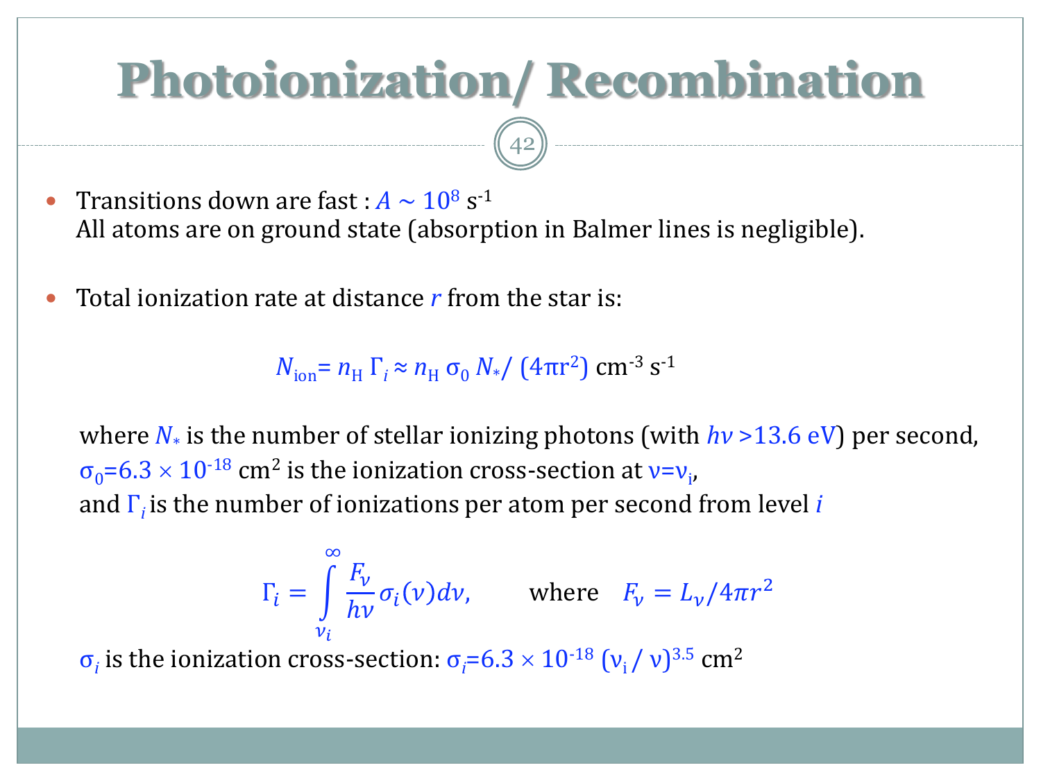# Photoionization/ Recombination

- Transitions down are fast : $A \sim 10^8$ s$^{-1}$
  All atoms are on ground state (absorption in Balmer lines is negligible).

- Total ionization rate at distance $r$ from the star is:

$$N_{\text{ion}} = n_{\text{H}}\, \Gamma_i \approx n_{\text{H}}\, \sigma_0\, N_* / (4\pi r^2) \text{ cm}^{-3}\text{ s}^{-1}$$

where $N_*$ is the number of stellar ionizing photons (with $h\nu > 13.6$ eV) per second,
$\sigma_0 = 6.3 \times 10^{-18}$ cm$^2$ is the ionization cross-section at $\nu = \nu_i$,
and $\Gamma_i$ is the number of ionizations per atom per second from level $i$

$$\Gamma_i = \int_{\nu_i}^{\infty} \frac{F_\nu}{h\nu} \sigma_i(\nu)\, d\nu, \qquad \text{where} \quad F_\nu = L_\nu / 4\pi r^2$$

$\sigma_i$ is the ionization cross-section: $\sigma_i = 6.3 \times 10^{-18}\, (\nu_i / \nu)^{3.5}$ cm$^2$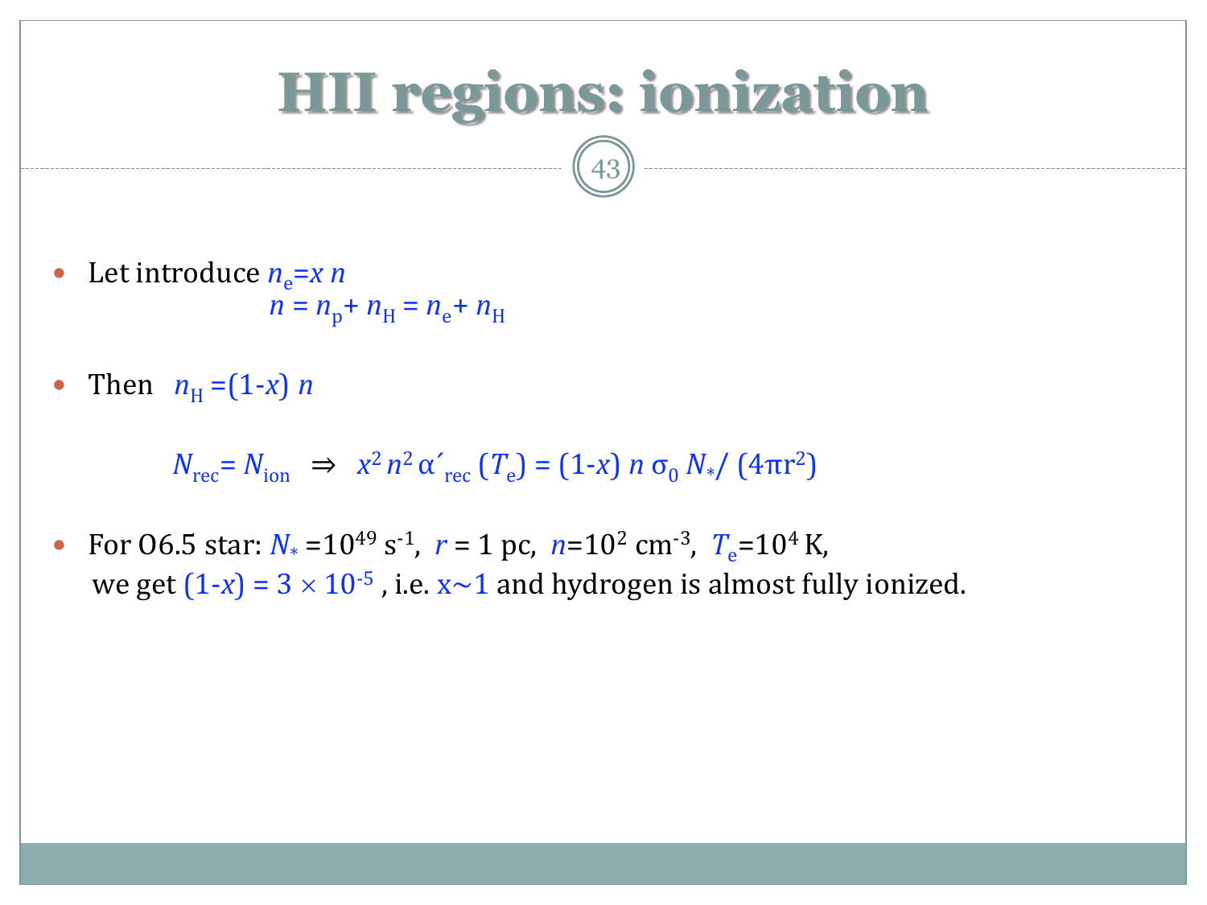# HII regions: ionization

- Let introduce $n_e = x\, n$

  $$n = n_p + n_H = n_e + n_H$$

- Then $n_H = (1-x)\, n$

  $$N_{rec} = N_{ion} \;\Rightarrow\; x^2 n^2 \alpha'_{rec}(T_e) = (1-x)\, n\, \sigma_0\, N_* / (4\pi r^2)$$

- For O6.5 star: $N_* = 10^{49}$ s$^{-1}$, $r$ = 1 pc, $n = 10^2$ cm$^{-3}$, $T_e = 10^4$ K,
  we get $(1-x) = 3 \times 10^{-5}$, i.e. $x \sim 1$ and hydrogen is almost fully ionized.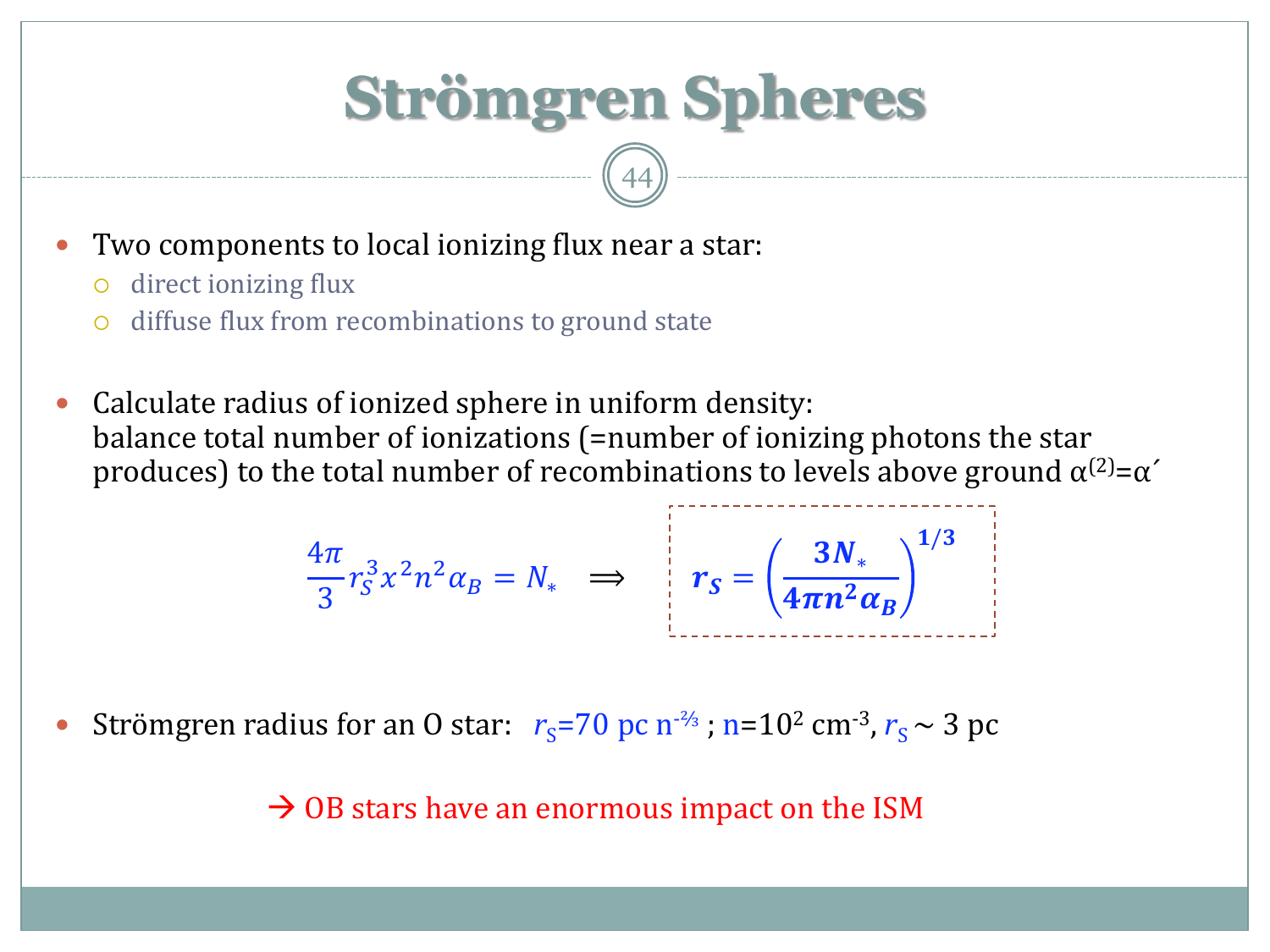# Strömgren Spheres

- Two components to local ionizing flux near a star:
  - direct ionizing flux
  - diffuse flux from recombinations to ground state

- Calculate radius of ionized sphere in uniform density:
  balance total number of ionizations (=number of ionizing photons the star produces) to the total number of recombinations to levels above ground $\alpha^{(2)}=\alpha'$

$$\frac{4\pi}{3} r_S^3 x^2 n^2 \alpha_B = N_* \quad \Longrightarrow \quad \boldsymbol{r_S = \left(\frac{3N_*}{4\pi n^2 \alpha_B}\right)^{1/3}}$$

- Strömgren radius for an O star: $r_S$=70 pc $n^{-2/3}$ ; n=$10^2$ cm$^{-3}$, $r_S \sim$ 3 pc

→ OB stars have an enormous impact on the ISM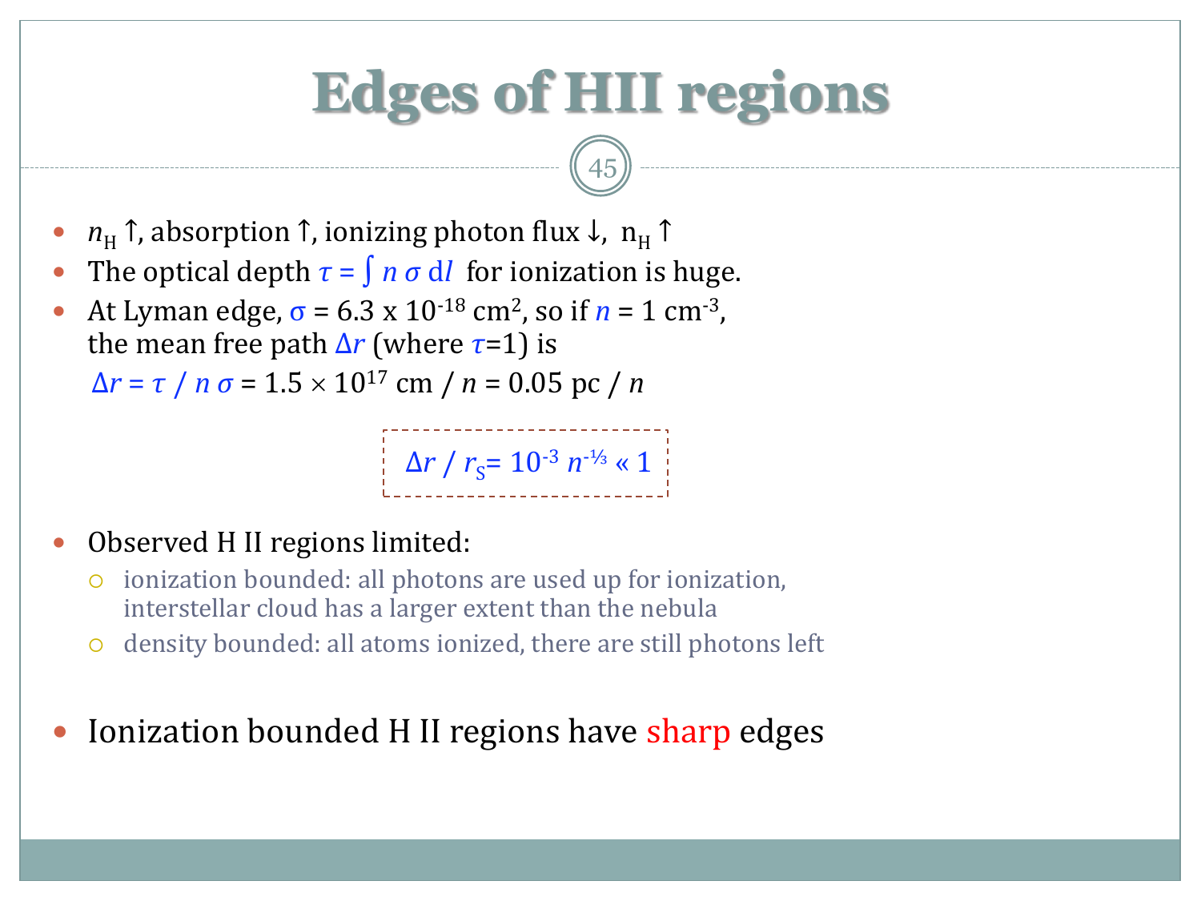# Edges of HII regions

- $n_H$ ↑, absorption ↑, ionizing photon flux ↓, $n_H$ ↑
- The optical depth $\tau = \int n \sigma \, dl$ for ionization is huge.
- At Lyman edge, $\sigma = 6.3 \times 10^{-18}$ cm$^2$, so if $n = 1$ cm$^{-3}$, the mean free path $\Delta r$ (where $\tau=1$) is

  $\Delta r = \tau / n \sigma = 1.5 \times 10^{17}$ cm $/ n = 0.05$ pc $/ n$

$$\Delta r / r_S = 10^{-3} \, n^{-1/3} \ll 1$$

- Observed H II regions limited:
  - ionization bounded: all photons are used up for ionization, interstellar cloud has a larger extent than the nebula
  - density bounded: all atoms ionized, there are still photons left

- Ionization bounded H II regions have sharp edges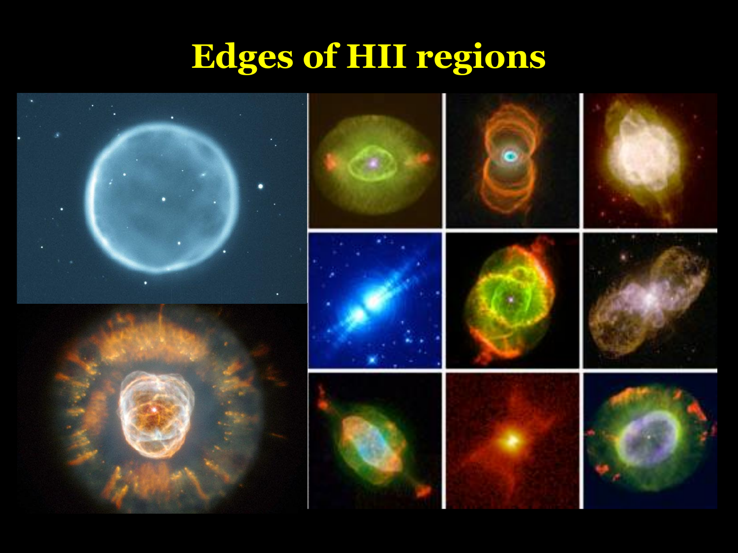# Edges of HII regions